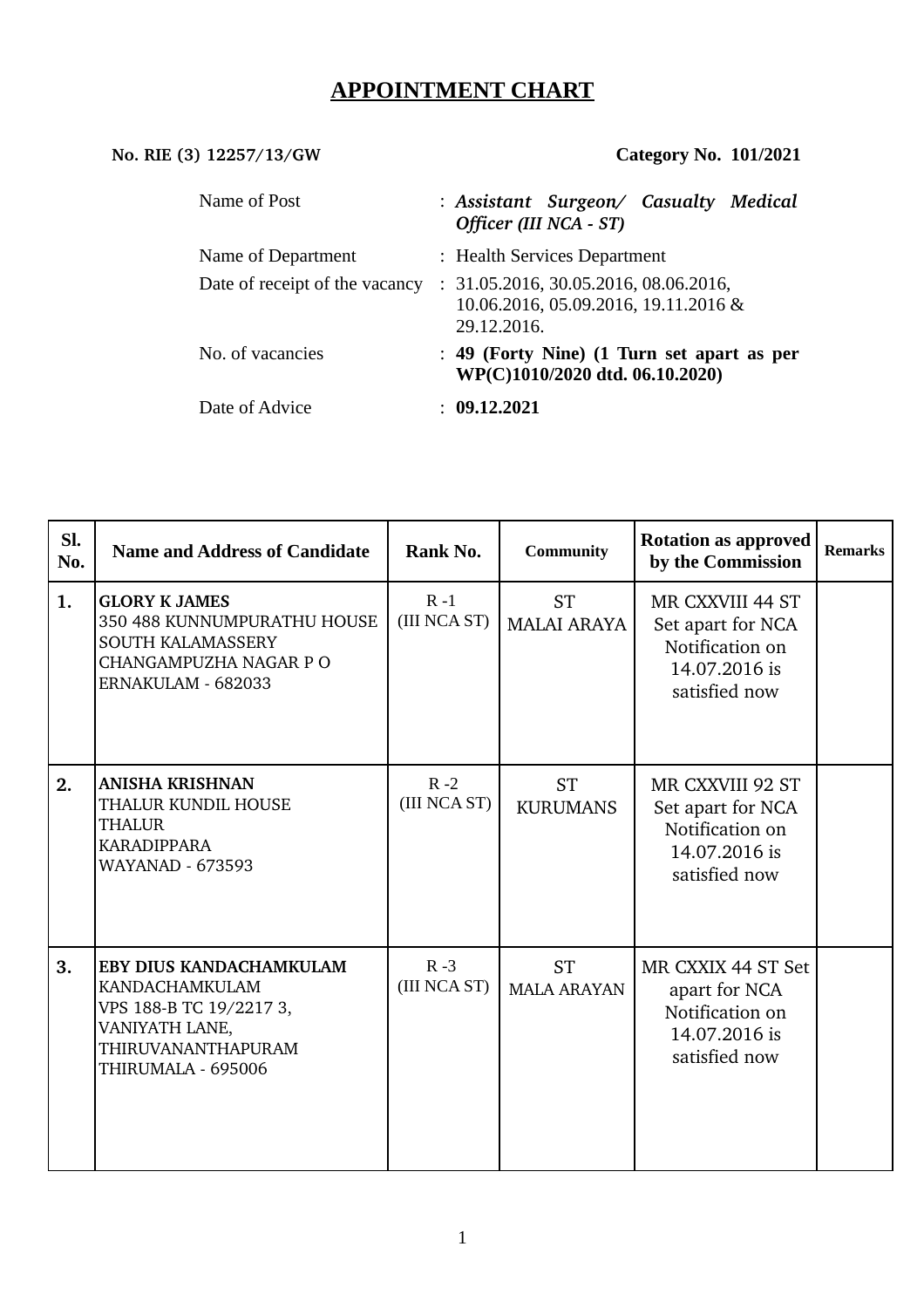# APPOINTMENT CHART

**No. RIE (3) 12257/13/GW** **Category No. 101/2021**

| | | |
|---|---|---|
| Name of Post | : | ***Assistant Surgeon/ Casualty Medical Officer (III NCA - ST)*** |
| Name of Department | : | Health Services Department |
| Date of receipt of the vacancy | : | 31.05.2016, 30.05.2016, 08.06.2016, 10.06.2016, 05.09.2016, 19.11.2016 & 29.12.2016. |
| No. of vacancies | : | **49 (Forty Nine) (1 Turn set apart as per WP(C)1010/2020 dtd. 06.10.2020)** |
| Date of Advice | : | **09.12.2021** |

| Sl. No. | Name and Address of Candidate | Rank No. | Community | Rotation as approved by the Commission | Remarks |
|---|---|---|---|---|---|
| **1.** | **GLORY K JAMES**<br>350 488 KUNNUMPURATHU HOUSE<br>SOUTH KALAMASSERY<br>CHANGAMPUZHA NAGAR P O<br>ERNAKULAM - 682033 | R -1<br>(III NCA ST) | ST<br>MALAI ARAYA | MR CXXVIII 44 ST Set apart for NCA Notification on 14.07.2016 is satisfied now | |
| **2.** | **ANISHA KRISHNAN**<br>THALUR KUNDIL HOUSE<br>THALUR<br>KARADIPPARA<br>WAYANAD - 673593 | R -2<br>(III NCA ST) | ST<br>KURUMANS | MR CXXVIII 92 ST Set apart for NCA Notification on 14.07.2016 is satisfied now | |
| **3.** | **EBY DIUS KANDACHAMKULAM**<br>KANDACHAMKULAM<br>VPS 188-B TC 19/2217 3,<br>VANIYATH LANE,<br>THIRUVANANTHAPURAM<br>THIRUMALA - 695006 | R -3<br>(III NCA ST) | ST<br>MALA ARAYAN | MR CXXIX 44 ST Set apart for NCA Notification on 14.07.2016 is satisfied now | |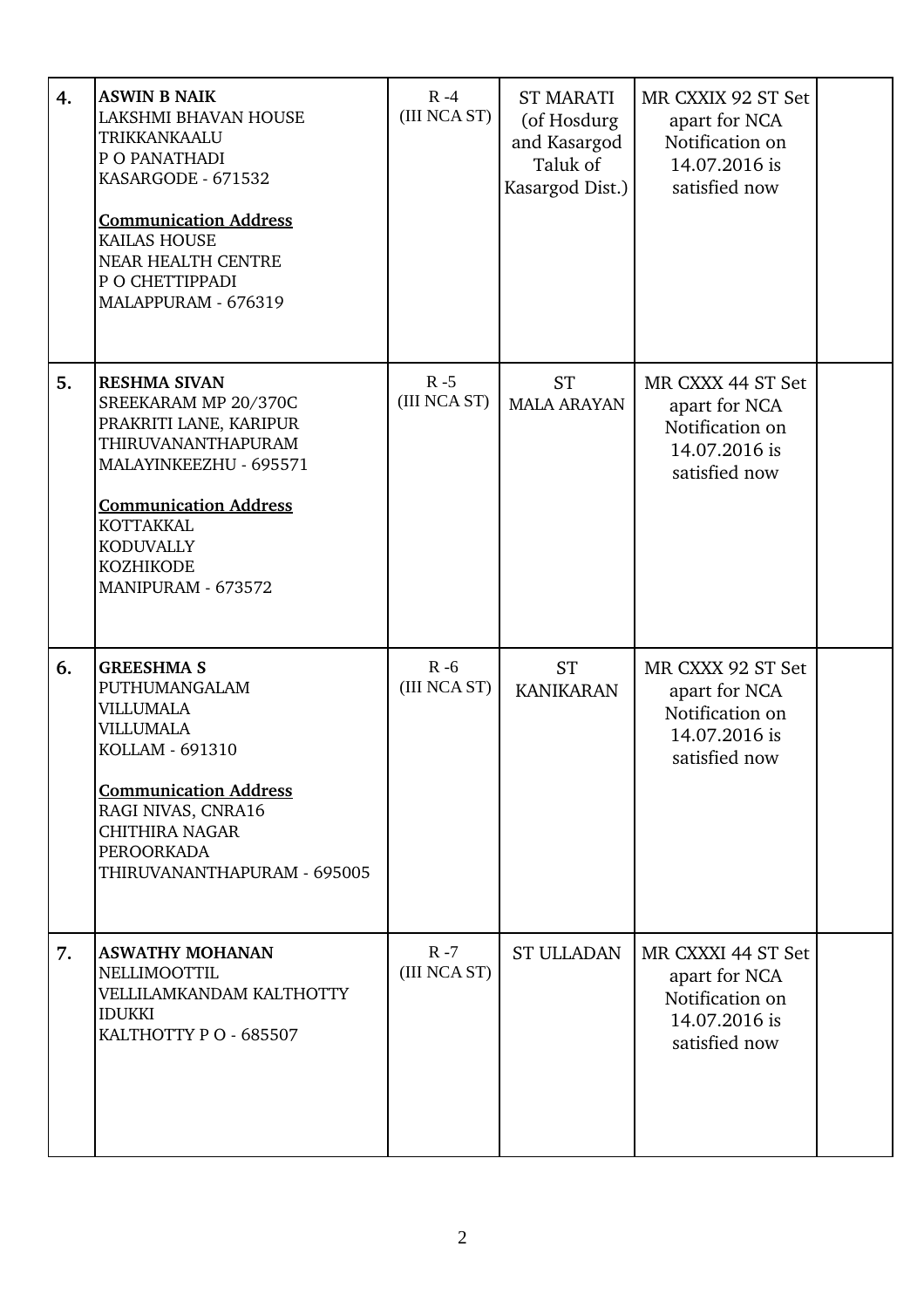| | | | | | |
|---|---|---|---|---|---|
| **4.** | **ASWIN B NAIK**<br>LAKSHMI BHAVAN HOUSE<br>TRIKKANKAALU<br>P O PANATHADI<br>KASARGODE - 671532<br><br>**Communication Address**<br>KAILAS HOUSE<br>NEAR HEALTH CENTRE<br>P O CHETTIPPADI<br>MALAPPURAM - 676319 | R -4<br>(III NCA ST) | ST MARATI<br>(of Hosdurg and Kasargod Taluk of Kasargod Dist.) | MR CXXIX 92 ST Set apart for NCA Notification on 14.07.2016 is satisfied now | |
| **5.** | **RESHMA SIVAN**<br>SREEKARAM MP 20/370C<br>PRAKRITI LANE, KARIPUR<br>THIRUVANANTHAPURAM<br>MALAYINKEEZHU - 695571<br><br>**Communication Address**<br>KOTTAKKAL<br>KODUVALLY<br>KOZHIKODE<br>MANIPURAM - 673572 | R -5<br>(III NCA ST) | ST<br>MALA ARAYAN | MR CXXX 44 ST Set apart for NCA Notification on 14.07.2016 is satisfied now | |
| **6.** | **GREESHMA S**<br>PUTHUMANGALAM<br>VILLUMALA<br>VILLUMALA<br>KOLLAM - 691310<br><br>**Communication Address**<br>RAGI NIVAS, CNRA16<br>CHITHIRA NAGAR<br>PEROORKADA<br>THIRUVANANTHAPURAM - 695005 | R -6<br>(III NCA ST) | ST<br>KANIKARAN | MR CXXX 92 ST Set apart for NCA Notification on 14.07.2016 is satisfied now | |
| **7.** | **ASWATHY MOHANAN**<br>NELLIMOOTTIL<br>VELLILAMKANDAM KALTHOTTY<br>IDUKKI<br>KALTHOTTY P O - 685507 | R -7<br>(III NCA ST) | ST ULLADAN | MR CXXXI 44 ST Set apart for NCA Notification on 14.07.2016 is satisfied now | |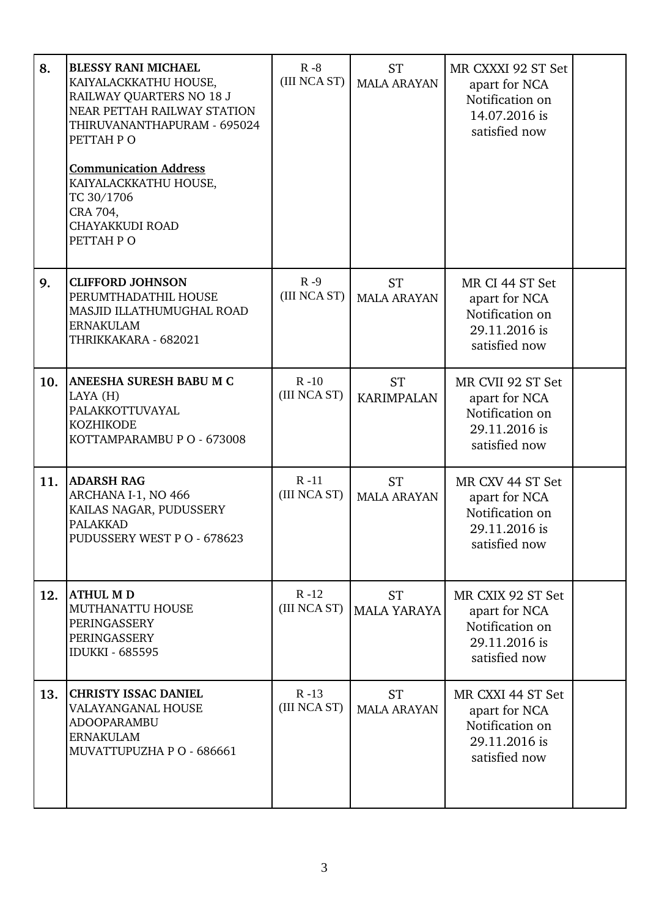| | | | | | |
|---|---|---|---|---|---|
| **8.** | **BLESSY RANI MICHAEL**<br>KAIYALACKKATHU HOUSE,<br>RAILWAY QUARTERS NO 18 J<br>NEAR PETTAH RAILWAY STATION<br>THIRUVANANTHAPURAM - 695024<br>PETTAH P O<br><br>**Communication Address**<br>KAIYALACKKATHU HOUSE,<br>TC 30/1706<br>CRA 704,<br>CHAYAKKUDI ROAD<br>PETTAH P O | R -8<br>(III NCA ST) | ST<br>MALA ARAYAN | MR CXXXI 92 ST Set apart for NCA Notification on 14.07.2016 is satisfied now | |
| **9.** | **CLIFFORD JOHNSON**<br>PERUMTHADATHIL HOUSE<br>MASJID ILLATHUMUGHAL ROAD<br>ERNAKULAM<br>THRIKKAKARA - 682021 | R -9<br>(III NCA ST) | ST<br>MALA ARAYAN | MR CI 44 ST Set apart for NCA Notification on 29.11.2016 is satisfied now | |
| **10.** | **ANEESHA SURESH BABU M C**<br>LAYA (H)<br>PALAKKOTTUVAYAL<br>KOZHIKODE<br>KOTTAMPARAMBU P O - 673008 | R -10<br>(III NCA ST) | ST<br>KARIMPALAN | MR CVII 92 ST Set apart for NCA Notification on 29.11.2016 is satisfied now | |
| **11.** | **ADARSH RAG**<br>ARCHANA I-1, NO 466<br>KAILAS NAGAR, PUDUSSERY<br>PALAKKAD<br>PUDUSSERY WEST P O - 678623 | R -11<br>(III NCA ST) | ST<br>MALA ARAYAN | MR CXV 44 ST Set apart for NCA Notification on 29.11.2016 is satisfied now | |
| **12.** | **ATHUL M D**<br>MUTHANATTU HOUSE<br>PERINGASSERY<br>PERINGASSERY<br>IDUKKI - 685595 | R -12<br>(III NCA ST) | ST<br>MALA YARAYA | MR CXIX 92 ST Set apart for NCA Notification on 29.11.2016 is satisfied now | |
| **13.** | **CHRISTY ISSAC DANIEL**<br>VALAYANGANAL HOUSE<br>ADOOPARAMBU<br>ERNAKULAM<br>MUVATTUPUZHA P O - 686661 | R -13<br>(III NCA ST) | ST<br>MALA ARAYAN | MR CXXI 44 ST Set apart for NCA Notification on 29.11.2016 is satisfied now | |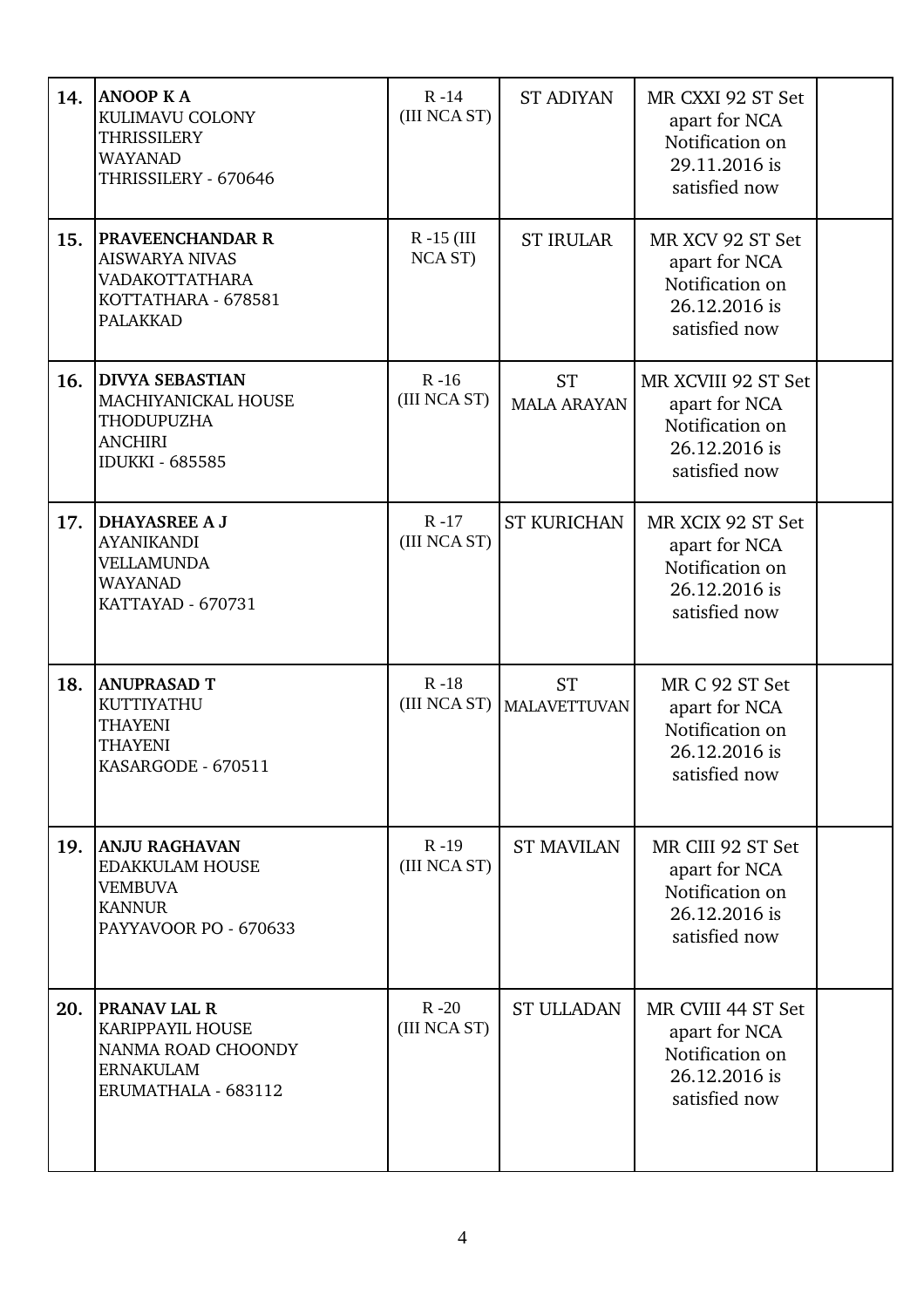| | | | | | |
|---|---|---|---|---|---|
| **14.** | **ANOOP K A**<br>KULIMAVU COLONY<br>THRISSILERY<br>WAYANAD<br>THRISSILERY - 670646 | R -14<br>(III NCA ST) | ST ADIYAN | MR CXXI 92 ST Set apart for NCA Notification on 29.11.2016 is satisfied now | |
| **15.** | **PRAVEENCHANDAR R**<br>AISWARYA NIVAS<br>VADAKOTTATHARA<br>KOTTATHARA - 678581<br>PALAKKAD | R -15 (III NCA ST) | ST IRULAR | MR XCV 92 ST Set apart for NCA Notification on 26.12.2016 is satisfied now | |
| **16.** | **DIVYA SEBASTIAN**<br>MACHIYANICKAL HOUSE<br>THODUPUZHA<br>ANCHIRI<br>IDUKKI - 685585 | R -16<br>(III NCA ST) | ST<br>MALA ARAYAN | MR XCVIII 92 ST Set apart for NCA Notification on 26.12.2016 is satisfied now | |
| **17.** | **DHAYASREE A J**<br>AYANIKANDI<br>VELLAMUNDA<br>WAYANAD<br>KATTAYAD - 670731 | R -17<br>(III NCA ST) | ST KURICHAN | MR XCIX 92 ST Set apart for NCA Notification on 26.12.2016 is satisfied now | |
| **18.** | **ANUPRASAD T**<br>KUTTIYATHU<br>THAYENI<br>THAYENI<br>KASARGODE - 670511 | R -18<br>(III NCA ST) | ST<br>MALAVETTUVAN | MR C 92 ST Set apart for NCA Notification on 26.12.2016 is satisfied now | |
| **19.** | **ANJU RAGHAVAN**<br>EDAKKULAM HOUSE<br>VEMBUVA<br>KANNUR<br>PAYYAVOOR PO - 670633 | R -19<br>(III NCA ST) | ST MAVILAN | MR CIII 92 ST Set apart for NCA Notification on 26.12.2016 is satisfied now | |
| **20.** | **PRANAV LAL R**<br>KARIPPAYIL HOUSE<br>NANMA ROAD CHOONDY<br>ERNAKULAM<br>ERUMATHALA - 683112 | R -20<br>(III NCA ST) | ST ULLADAN | MR CVIII 44 ST Set apart for NCA Notification on 26.12.2016 is satisfied now | |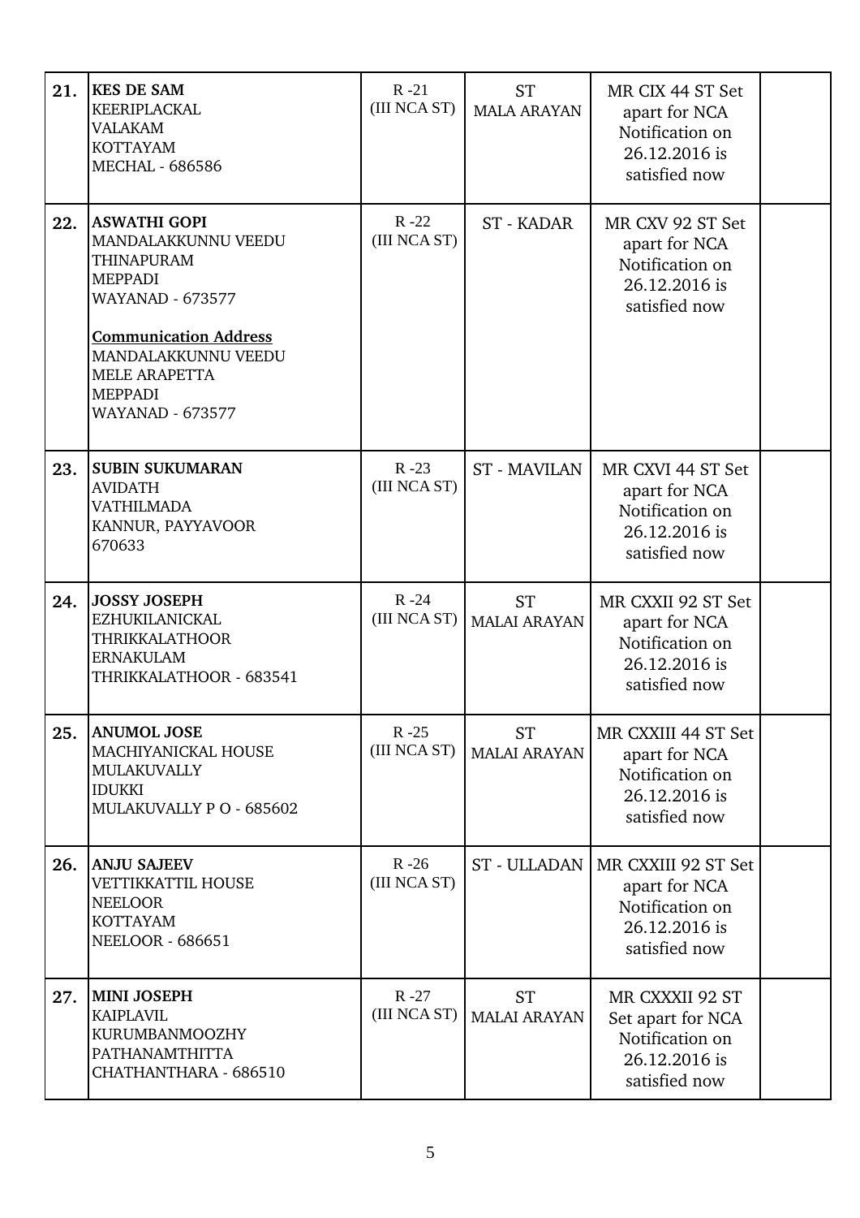| | | | | | |
|---|---|---|---|---|---|
| **21.** | **KES DE SAM**<br>KEERIPLACKAL<br>VALAKAM<br>KOTTAYAM<br>MECHAL - 686586 | R -21<br>(III NCA ST) | ST<br>MALA ARAYAN | MR CIX 44 ST Set apart for NCA Notification on 26.12.2016 is satisfied now | |
| **22.** | **ASWATHI GOPI**<br>MANDALAKKUNNU VEEDU<br>THINAPURAM<br>MEPPADI<br>WAYANAD - 673577<br><br>**Communication Address**<br>MANDALAKKUNNU VEEDU<br>MELE ARAPETTA<br>MEPPADI<br>WAYANAD - 673577 | R -22<br>(III NCA ST) | ST - KADAR | MR CXV 92 ST Set apart for NCA Notification on 26.12.2016 is satisfied now | |
| **23.** | **SUBIN SUKUMARAN**<br>AVIDATH<br>VATHILMADA<br>KANNUR, PAYYAVOOR<br>670633 | R -23<br>(III NCA ST) | ST - MAVILAN | MR CXVI 44 ST Set apart for NCA Notification on 26.12.2016 is satisfied now | |
| **24.** | **JOSSY JOSEPH**<br>EZHUKILANICKAL<br>THRIKKALATHOOR<br>ERNAKULAM<br>THRIKKALATHOOR - 683541 | R -24<br>(III NCA ST) | ST<br>MALAI ARAYAN | MR CXXII 92 ST Set apart for NCA Notification on 26.12.2016 is satisfied now | |
| **25.** | **ANUMOL JOSE**<br>MACHIYANICKAL HOUSE<br>MULAKUVALLY<br>IDUKKI<br>MULAKUVALLY P O - 685602 | R -25<br>(III NCA ST) | ST<br>MALAI ARAYAN | MR CXXIII 44 ST Set apart for NCA Notification on 26.12.2016 is satisfied now | |
| **26.** | **ANJU SAJEEV**<br>VETTIKKATTIL HOUSE<br>NEELOOR<br>KOTTAYAM<br>NEELOOR - 686651 | R -26<br>(III NCA ST) | ST - ULLADAN | MR CXXIII 92 ST Set apart for NCA Notification on 26.12.2016 is satisfied now | |
| **27.** | **MINI JOSEPH**<br>KAIPLAVIL<br>KURUMBANMOOZHY<br>PATHANAMTHITTA<br>CHATHANTHARA - 686510 | R -27<br>(III NCA ST) | ST<br>MALAI ARAYAN | MR CXXXII 92 ST Set apart for NCA Notification on 26.12.2016 is satisfied now | |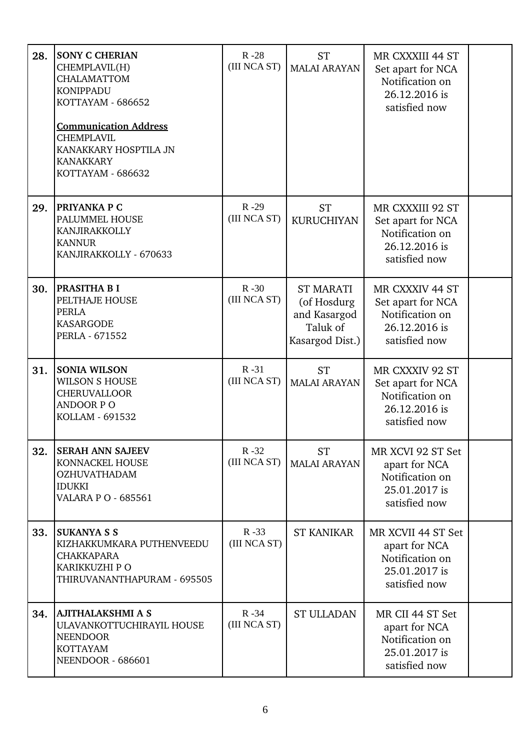| | | | | | |
|---|---|---|---|---|---|
| **28.** | **SONY C CHERIAN**<br>CHEMPLAVIL(H)<br>CHALAMATTOM<br>KONIPPADU<br>KOTTAYAM - 686652<br><br>**<u>Communication Address</u>**<br>CHEMPLAVIL<br>KANAKKARY HOSPTILA JN<br>KANAKKARY<br>KOTTAYAM - 686632 | R -28<br>(III NCA ST) | ST<br>MALAI ARAYAN | MR CXXXIII 44 ST Set apart for NCA Notification on 26.12.2016 is satisfied now | |
| **29.** | **PRIYANKA P C**<br>PALUMMEL HOUSE<br>KANJIRAKKOLLY<br>KANNUR<br>KANJIRAKKOLLY - 670633 | R -29<br>(III NCA ST) | ST<br>KURUCHIYAN | MR CXXXIII 92 ST Set apart for NCA Notification on 26.12.2016 is satisfied now | |
| **30.** | **PRASITHA B I**<br>PELTHAJE HOUSE<br>PERLA<br>KASARGODE<br>PERLA - 671552 | R -30<br>(III NCA ST) | ST MARATI (of Hosdurg and Kasargod Taluk of Kasargod Dist.) | MR CXXXIV 44 ST Set apart for NCA Notification on 26.12.2016 is satisfied now | |
| **31.** | **SONIA WILSON**<br>WILSON S HOUSE<br>CHERUVALLOOR<br>ANDOOR P O<br>KOLLAM - 691532 | R -31<br>(III NCA ST) | ST<br>MALAI ARAYAN | MR CXXXIV 92 ST Set apart for NCA Notification on 26.12.2016 is satisfied now | |
| **32.** | **SERAH ANN SAJEEV**<br>KONNACKEL HOUSE<br>OZHUVATHADAM<br>IDUKKI<br>VALARA P O - 685561 | R -32<br>(III NCA ST) | ST<br>MALAI ARAYAN | MR XCVI 92 ST Set apart for NCA Notification on 25.01.2017 is satisfied now | |
| **33.** | **SUKANYA S S**<br>KIZHAKKUMKARA PUTHENVEEDU<br>CHAKKAPARA<br>KARIKKUZHI P O<br>THIRUVANANTHAPURAM - 695505 | R -33<br>(III NCA ST) | ST KANIKAR | MR XCVII 44 ST Set apart for NCA Notification on 25.01.2017 is satisfied now | |
| **34.** | **AJITHALAKSHMI A S**<br>ULAVANKOTTUCHIRAYIL HOUSE<br>NEENDOOR<br>KOTTAYAM<br>NEENDOOR - 686601 | R -34<br>(III NCA ST) | ST ULLADAN | MR CII 44 ST Set apart for NCA Notification on 25.01.2017 is satisfied now | |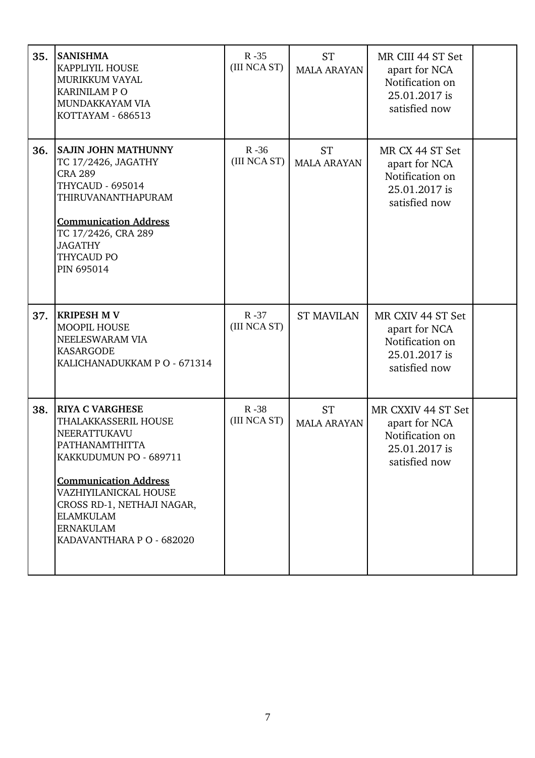| | | | | | |
|---|---|---|---|---|---|
| **35.** | **SANISHMA**<br>KAPPLIYIL HOUSE<br>MURIKKUM VAYAL<br>KARINILAM P O<br>MUNDAKKAYAM VIA<br>KOTTAYAM - 686513 | R -35<br>(III NCA ST) | ST<br>MALA ARAYAN | MR CIII 44 ST Set apart for NCA Notification on 25.01.2017 is satisfied now | |
| **36.** | **SAJIN JOHN MATHUNNY**<br>TC 17/2426, JAGATHY<br>CRA 289<br>THYCAUD - 695014<br>THIRUVANANTHAPURAM<br><br>**Communication Address**<br>TC 17/2426, CRA 289<br>JAGATHY<br>THYCAUD PO<br>PIN 695014 | R -36<br>(III NCA ST) | ST<br>MALA ARAYAN | MR CX 44 ST Set apart for NCA Notification on 25.01.2017 is satisfied now | |
| **37.** | **KRIPESH M V**<br>MOOPIL HOUSE<br>NEELESWARAM VIA<br>KASARGODE<br>KALICHANADUKKAM P O - 671314 | R -37<br>(III NCA ST) | ST MAVILAN | MR CXIV 44 ST Set apart for NCA Notification on 25.01.2017 is satisfied now | |
| **38.** | **RIYA C VARGHESE**<br>THALAKKASSERIL HOUSE<br>NEERATTUKAVU<br>PATHANAMTHITTA<br>KAKKUDUMUN PO - 689711<br><br>**Communication Address**<br>VAZHIYILANICKAL HOUSE<br>CROSS RD-1, NETHAJI NAGAR,<br>ELAMKULAM<br>ERNAKULAM<br>KADAVANTHARA P O - 682020 | R -38<br>(III NCA ST) | ST<br>MALA ARAYAN | MR CXXIV 44 ST Set apart for NCA Notification on 25.01.2017 is satisfied now | |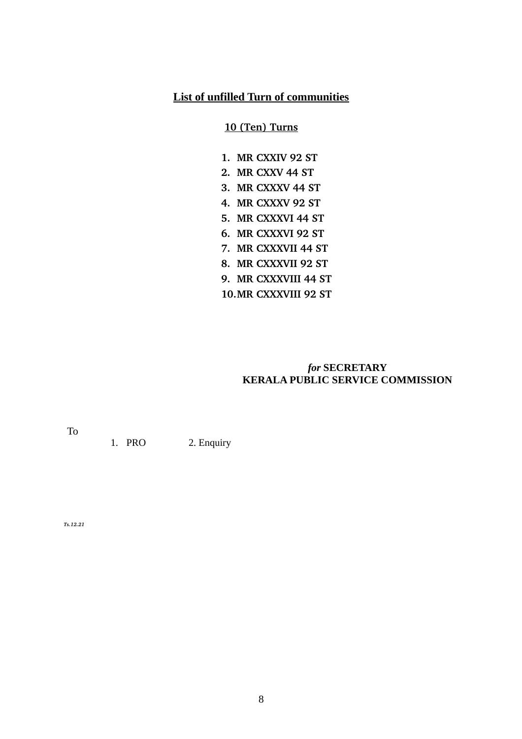**List of unfilled Turn of communities**

**10 (Ten) Turns**

1. **MR CXXIV 92 ST**
2. **MR CXXV 44 ST**
3. **MR CXXXV 44 ST**
4. **MR CXXXV 92 ST**
5. **MR CXXXVI 44 ST**
6. **MR CXXXVI 92 ST**
7. **MR CXXXVII 44 ST**
8. **MR CXXXVII 92 ST**
9. **MR CXXXVIII 44 ST**
10. **MR CXXXVIII 92 ST**

***for*** **SECRETARY**
**KERALA PUBLIC SERVICE COMMISSION**

To

1. PRO 2. Enquiry

***Ts.12.21***